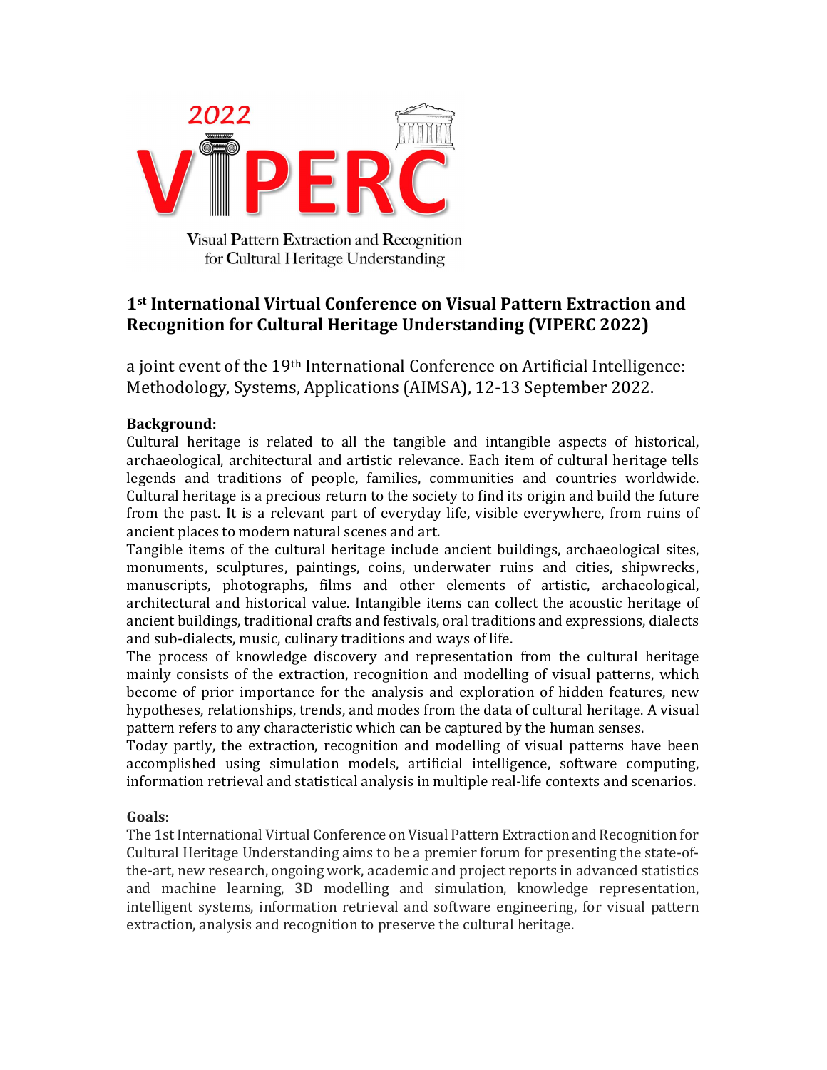2022

VIPERC

Visual Pattern Extraction and Recognition for Cultural Heritage Understanding

# 1st International Virtual Conference on Visual Pattern Extraction and Recognition for Cultural Heritage Understanding (VIPERC 2022)

a joint event of the 19th International Conference on Artificial Intelligence: Methodology, Systems, Applications (AIMSA), 12-13 September 2022.

**Background:**

Cultural heritage is related to all the tangible and intangible aspects of historical, archaeological, architectural and artistic relevance. Each item of cultural heritage tells legends and traditions of people, families, communities and countries worldwide. Cultural heritage is a precious return to the society to find its origin and build the future from the past. It is a relevant part of everyday life, visible everywhere, from ruins of ancient places to modern natural scenes and art.

Tangible items of the cultural heritage include ancient buildings, archaeological sites, monuments, sculptures, paintings, coins, underwater ruins and cities, shipwrecks, manuscripts, photographs, films and other elements of artistic, archaeological, architectural and historical value. Intangible items can collect the acoustic heritage of ancient buildings, traditional crafts and festivals, oral traditions and expressions, dialects and sub-dialects, music, culinary traditions and ways of life.

The process of knowledge discovery and representation from the cultural heritage mainly consists of the extraction, recognition and modelling of visual patterns, which become of prior importance for the analysis and exploration of hidden features, new hypotheses, relationships, trends, and modes from the data of cultural heritage. A visual pattern refers to any characteristic which can be captured by the human senses.

Today partly, the extraction, recognition and modelling of visual patterns have been accomplished using simulation models, artificial intelligence, software computing, information retrieval and statistical analysis in multiple real-life contexts and scenarios.

**Goals:**

The 1st International Virtual Conference on Visual Pattern Extraction and Recognition for Cultural Heritage Understanding aims to be a premier forum for presenting the state-of-the-art, new research, ongoing work, academic and project reports in advanced statistics and machine learning, 3D modelling and simulation, knowledge representation, intelligent systems, information retrieval and software engineering, for visual pattern extraction, analysis and recognition to preserve the cultural heritage.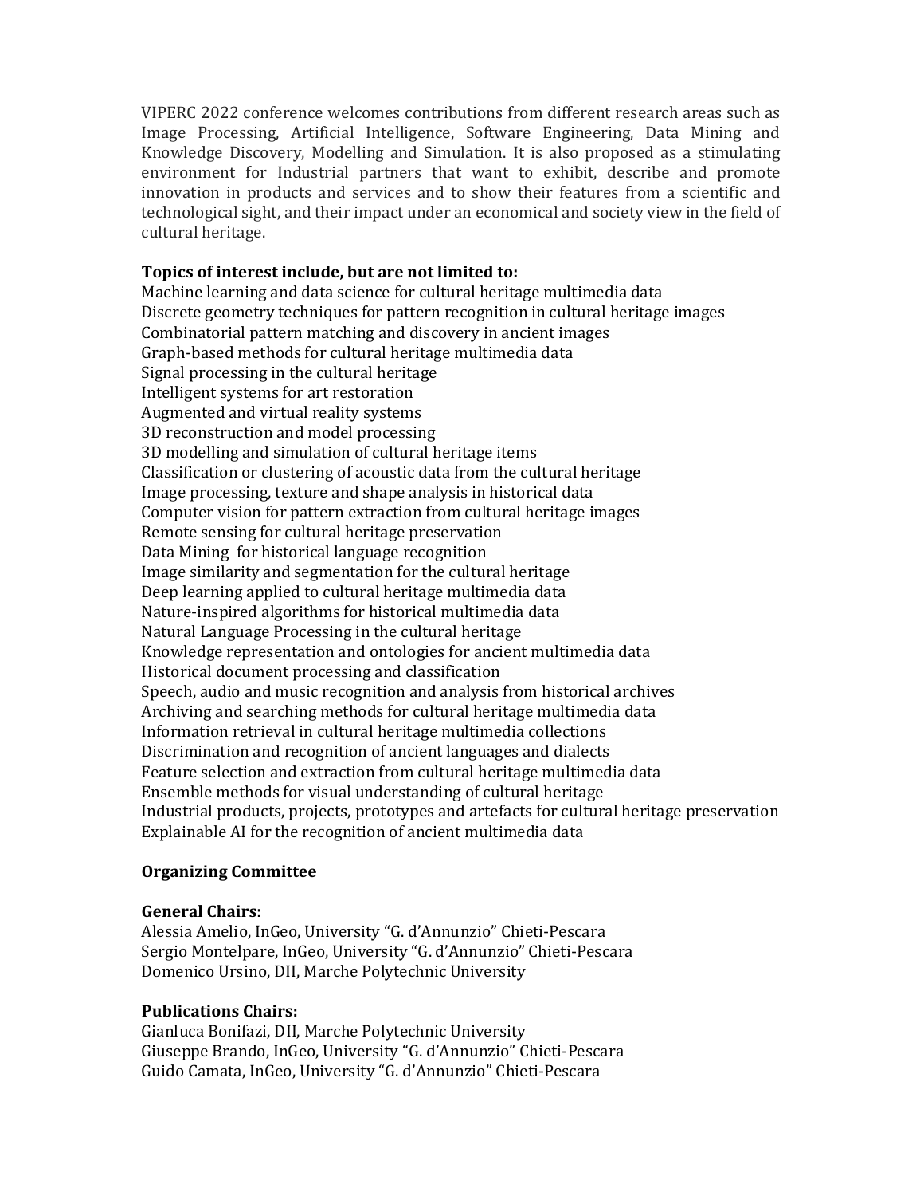VIPERC 2022 conference welcomes contributions from different research areas such as Image Processing, Artificial Intelligence, Software Engineering, Data Mining and Knowledge Discovery, Modelling and Simulation. It is also proposed as a stimulating environment for Industrial partners that want to exhibit, describe and promote innovation in products and services and to show their features from a scientific and technological sight, and their impact under an economical and society view in the field of cultural heritage.

**Topics of interest include, but are not limited to:**

Machine learning and data science for cultural heritage multimedia data
Discrete geometry techniques for pattern recognition in cultural heritage images
Combinatorial pattern matching and discovery in ancient images
Graph-based methods for cultural heritage multimedia data
Signal processing in the cultural heritage
Intelligent systems for art restoration
Augmented and virtual reality systems
3D reconstruction and model processing
3D modelling and simulation of cultural heritage items
Classification or clustering of acoustic data from the cultural heritage
Image processing, texture and shape analysis in historical data
Computer vision for pattern extraction from cultural heritage images
Remote sensing for cultural heritage preservation
Data Mining for historical language recognition
Image similarity and segmentation for the cultural heritage
Deep learning applied to cultural heritage multimedia data
Nature-inspired algorithms for historical multimedia data
Natural Language Processing in the cultural heritage
Knowledge representation and ontologies for ancient multimedia data
Historical document processing and classification
Speech, audio and music recognition and analysis from historical archives
Archiving and searching methods for cultural heritage multimedia data
Information retrieval in cultural heritage multimedia collections
Discrimination and recognition of ancient languages and dialects
Feature selection and extraction from cultural heritage multimedia data
Ensemble methods for visual understanding of cultural heritage
Industrial products, projects, prototypes and artefacts for cultural heritage preservation
Explainable AI for the recognition of ancient multimedia data

**Organizing Committee**

**General Chairs:**
Alessia Amelio, InGeo, University "G. d'Annunzio" Chieti-Pescara
Sergio Montelpare, InGeo, University "G. d'Annunzio" Chieti-Pescara
Domenico Ursino, DII, Marche Polytechnic University

**Publications Chairs:**
Gianluca Bonifazi, DII, Marche Polytechnic University
Giuseppe Brando, InGeo, University "G. d'Annunzio" Chieti-Pescara
Guido Camata, InGeo, University "G. d'Annunzio" Chieti-Pescara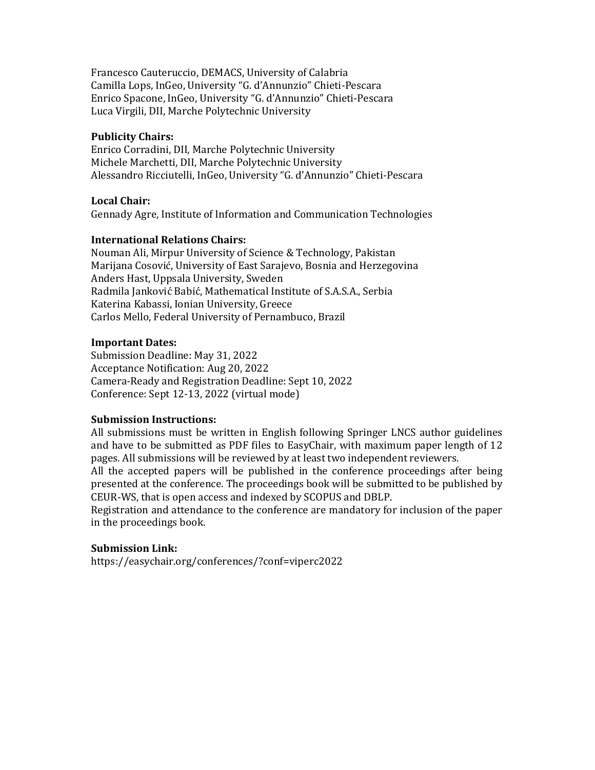Francesco Cauteruccio, DEMACS, University of Calabria
Camilla Lops, InGeo, University "G. d'Annunzio" Chieti-Pescara
Enrico Spacone, InGeo, University "G. d'Annunzio" Chieti-Pescara
Luca Virgili, DII, Marche Polytechnic University

**Publicity Chairs:**
Enrico Corradini, DII, Marche Polytechnic University
Michele Marchetti, DII, Marche Polytechnic University
Alessandro Ricciutelli, InGeo, University "G. d'Annunzio" Chieti-Pescara

**Local Chair:**
Gennady Agre, Institute of Information and Communication Technologies

**International Relations Chairs:**
Nouman Ali, Mirpur University of Science & Technology, Pakistan
Marijana Cosović, University of East Sarajevo, Bosnia and Herzegovina
Anders Hast, Uppsala University, Sweden
Radmila Janković Babić, Mathematical Institute of S.A.S.A., Serbia
Katerina Kabassi, Ionian University, Greece
Carlos Mello, Federal University of Pernambuco, Brazil

**Important Dates:**
Submission Deadline: May 31, 2022
Acceptance Notification: Aug 20, 2022
Camera-Ready and Registration Deadline: Sept 10, 2022
Conference: Sept 12-13, 2022 (virtual mode)

**Submission Instructions:**
All submissions must be written in English following Springer LNCS author guidelines and have to be submitted as PDF files to EasyChair, with maximum paper length of 12 pages. All submissions will be reviewed by at least two independent reviewers.
All the accepted papers will be published in the conference proceedings after being presented at the conference. The proceedings book will be submitted to be published by CEUR-WS, that is open access and indexed by SCOPUS and DBLP.
Registration and attendance to the conference are mandatory for inclusion of the paper in the proceedings book.

**Submission Link:**
https://easychair.org/conferences/?conf=viperc2022